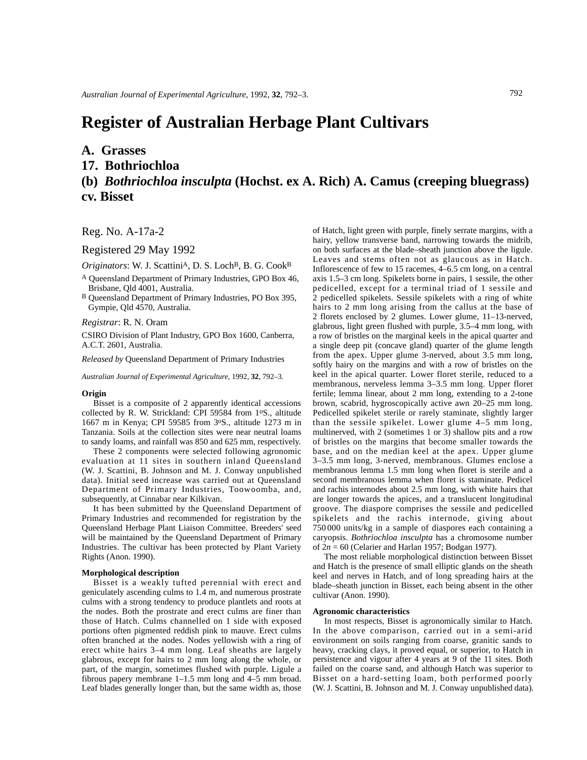# Register of Australian Herbage Plant Cultivars

## A. Grasses

## 17. Bothriochloa

## (b) *Bothriochloa insculpta* (Hochst. ex A. Rich) A. Camus (creeping bluegrass) cv. Bisset

Reg. No. A-17a-2

Registered 29 May 1992

*Originators*: W. J. Scattini[A], D. S. Loch[B], B. G. Cook[B]

[A] Queensland Department of Primary Industries, GPO Box 46, Brisbane, Qld 4001, Australia.
[B] Queensland Department of Primary Industries, PO Box 395, Gympie, Qld 4570, Australia.

*Registrar*: R. N. Oram

CSIRO Division of Plant Industry, GPO Box 1600, Canberra, A.C.T. 2601, Australia.

*Released by* Queensland Department of Primary Industries

*Australian Journal of Experimental Agriculture*, 1992, **32**, 792–3.

### Origin

Bisset is a composite of 2 apparently identical accessions collected by R. W. Strickland: CPI 59584 from 1°S., altitude 1667 m in Kenya; CPI 59585 from 3°S., altitude 1273 m in Tanzania. Soils at the collection sites were near neutral loams to sandy loams, and rainfall was 850 and 625 mm, respectively.

These 2 components were selected following agronomic evaluation at 11 sites in southern inland Queensland (W. J. Scattini, B. Johnson and M. J. Conway unpublished data). Initial seed increase was carried out at Queensland Department of Primary Industries, Toowoomba, and, subsequently, at Cinnabar near Kilkivan.

It has been submitted by the Queensland Department of Primary Industries and recommended for registration by the Queensland Herbage Plant Liaison Committee. Breeders' seed will be maintained by the Queensland Department of Primary Industries. The cultivar has been protected by Plant Variety Rights (Anon. 1990).

### Morphological description

Bisset is a weakly tufted perennial with erect and geniculately ascending culms to 1.4 m, and numerous prostrate culms with a strong tendency to produce plantlets and roots at the nodes. Both the prostrate and erect culms are finer than those of Hatch. Culms channelled on 1 side with exposed portions often pigmented reddish pink to mauve. Erect culms often branched at the nodes. Nodes yellowish with a ring of erect white hairs 3–4 mm long. Leaf sheaths are largely glabrous, except for hairs to 2 mm long along the whole, or part, of the margin, sometimes flushed with purple. Ligule a fibrous papery membrane 1–1.5 mm long and 4–5 mm broad. Leaf blades generally longer than, but the same width as, those of Hatch, light green with purple, finely serrate margins, with a hairy, yellow transverse band, narrowing towards the midrib, on both surfaces at the blade–sheath junction above the ligule. Leaves and stems often not as glaucous as in Hatch. Inflorescence of few to 15 racemes, 4–6.5 cm long, on a central axis 1.5–3 cm long. Spikelets borne in pairs, 1 sessile, the other pedicelled, except for a terminal triad of 1 sessile and 2 pedicelled spikelets. Sessile spikelets with a ring of white hairs to 2 mm long arising from the callus at the base of 2 florets enclosed by 2 glumes. Lower glume, 11–13-nerved, glabrous, light green flushed with purple, 3.5–4 mm long, with a row of bristles on the marginal keels in the apical quarter and a single deep pit (concave gland) quarter of the glume length from the apex. Upper glume 3-nerved, about 3.5 mm long, softly hairy on the margins and with a row of bristles on the keel in the apical quarter. Lower floret sterile, reduced to a membranous, nerveless lemma 3–3.5 mm long. Upper floret fertile; lemma linear, about 2 mm long, extending to a 2-tone brown, scabrid, hygroscopically active awn 20–25 mm long. Pedicelled spikelet sterile or rarely staminate, slightly larger than the sessile spikelet. Lower glume 4–5 mm long, multinerved, with 2 (sometimes 1 or 3) shallow pits and a row of bristles on the margins that become smaller towards the base, and on the median keel at the apex. Upper glume 3–3.5 mm long, 3-nerved, membranous. Glumes enclose a membranous lemma 1.5 mm long when floret is sterile and a second membranous lemma when floret is staminate. Pedicel and rachis internodes about 2.5 mm long, with white hairs that are longer towards the apices, and a translucent longitudinal groove. The diaspore comprises the sessile and pedicelled spikelets and the rachis internode, giving about 750 000 units/kg in a sample of diaspores each containing a caryopsis. *Bothriochloa insculpta* has a chromosome number of $2n = 60$ (Celarier and Harlan 1957; Bodgan 1977).

The most reliable morphological distinction between Bisset and Hatch is the presence of small elliptic glands on the sheath keel and nerves in Hatch, and of long spreading hairs at the blade–sheath junction in Bisset, each being absent in the other cultivar (Anon. 1990).

### Agronomic characteristics

In most respects, Bisset is agronomically similar to Hatch. In the above comparison, carried out in a semi-arid environment on soils ranging from coarse, granitic sands to heavy, cracking clays, it proved equal, or superior, to Hatch in persistence and vigour after 4 years at 9 of the 11 sites. Both failed on the coarse sand, and although Hatch was superior to Bisset on a hard-setting loam, both performed poorly (W. J. Scattini, B. Johnson and M. J. Conway unpublished data).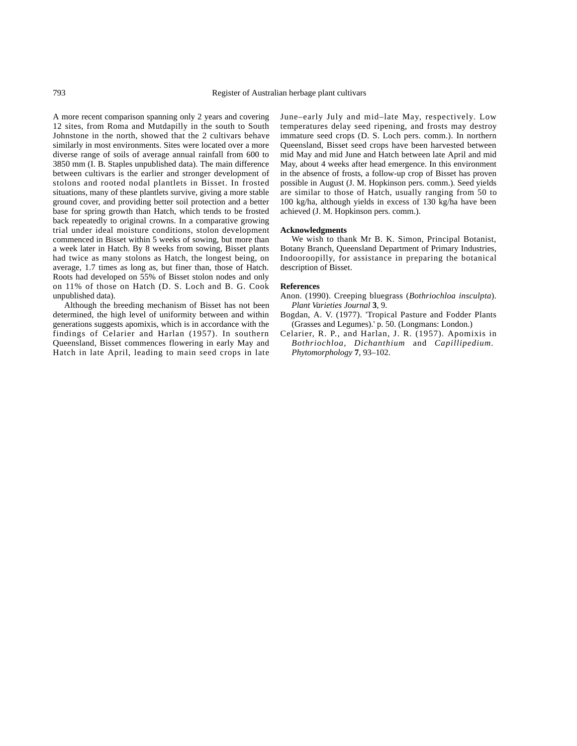A more recent comparison spanning only 2 years and covering 12 sites, from Roma and Mutdapilly in the south to South Johnstone in the north, showed that the 2 cultivars behave similarly in most environments. Sites were located over a more diverse range of soils of average annual rainfall from 600 to 3850 mm (I. B. Staples unpublished data). The main difference between cultivars is the earlier and stronger development of stolons and rooted nodal plantlets in Bisset. In frosted situations, many of these plantlets survive, giving a more stable ground cover, and providing better soil protection and a better base for spring growth than Hatch, which tends to be frosted back repeatedly to original crowns. In a comparative growing trial under ideal moisture conditions, stolon development commenced in Bisset within 5 weeks of sowing, but more than a week later in Hatch. By 8 weeks from sowing, Bisset plants had twice as many stolons as Hatch, the longest being, on average, 1.7 times as long as, but finer than, those of Hatch. Roots had developed on 55% of Bisset stolon nodes and only on 11% of those on Hatch (D. S. Loch and B. G. Cook unpublished data).

Although the breeding mechanism of Bisset has not been determined, the high level of uniformity between and within generations suggests apomixis, which is in accordance with the findings of Celarier and Harlan (1957). In southern Queensland, Bisset commences flowering in early May and Hatch in late April, leading to main seed crops in late June–early July and mid–late May, respectively. Low temperatures delay seed ripening, and frosts may destroy immature seed crops (D. S. Loch pers. comm.). In northern Queensland, Bisset seed crops have been harvested between mid May and mid June and Hatch between late April and mid May, about 4 weeks after head emergence. In this environment in the absence of frosts, a follow-up crop of Bisset has proven possible in August (J. M. Hopkinson pers. comm.). Seed yields are similar to those of Hatch, usually ranging from 50 to 100 kg/ha, although yields in excess of 130 kg/ha have been achieved (J. M. Hopkinson pers. comm.).

### Acknowledgments

We wish to thank Mr B. K. Simon, Principal Botanist, Botany Branch, Queensland Department of Primary Industries, Indooroopilly, for assistance in preparing the botanical description of Bisset.

### References

Anon. (1990). Creeping bluegrass (*Bothriochloa insculpta*). *Plant Varieties Journal* **3**, 9.

Bogdan, A. V. (1977). 'Tropical Pasture and Fodder Plants (Grasses and Legumes).' p. 50. (Longmans: London.)

Celarier, R. P., and Harlan, J. R. (1957). Apomixis in *Bothriochloa*, *Dichanthium* and *Capillipedium*. *Phytomorphology* **7**, 93–102.